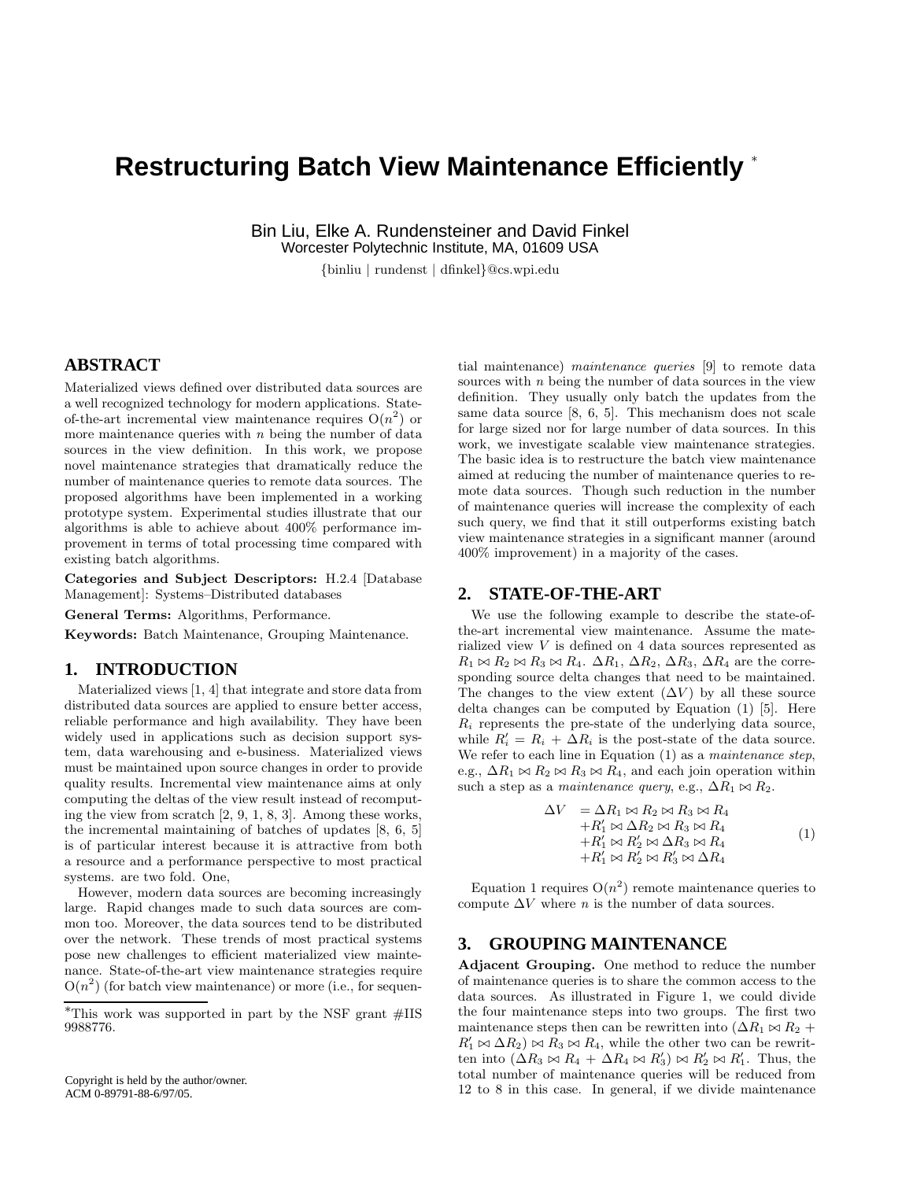# Restructuring Batch View Maintenance Efficiently *

Bin Liu, Elke A. Rundensteiner and David Finkel
Worcester Polytechnic Institute, MA, 01609 USA

{binliu | rundenst | dfinkel}@cs.wpi.edu

## ABSTRACT

Materialized views defined over distributed data sources are a well recognized technology for modern applications. State-of-the-art incremental view maintenance requires $O(n^2)$ or more maintenance queries with $n$ being the number of data sources in the view definition. In this work, we propose novel maintenance strategies that dramatically reduce the number of maintenance queries to remote data sources. The proposed algorithms have been implemented in a working prototype system. Experimental studies illustrate that our algorithms is able to achieve about 400% performance improvement in terms of total processing time compared with existing batch algorithms.

**Categories and Subject Descriptors:** H.2.4 [Database Management]: Systems–Distributed databases

**General Terms:** Algorithms, Performance.

**Keywords:** Batch Maintenance, Grouping Maintenance.

## 1. INTRODUCTION

Materialized views [1, 4] that integrate and store data from distributed data sources are applied to ensure better access, reliable performance and high availability. They have been widely used in applications such as decision support system, data warehousing and e-business. Materialized views must be maintained upon source changes in order to provide quality results. Incremental view maintenance aims at only computing the deltas of the view result instead of recomputing the view from scratch [2, 9, 1, 8, 3]. Among these works, the incremental maintaining of batches of updates [8, 6, 5] is of particular interest because it is attractive from both a resource and a performance perspective to most practical systems. are two fold. One,

However, modern data sources are becoming increasingly large. Rapid changes made to such data sources are common too. Moreover, the data sources tend to be distributed over the network. These trends of most practical systems pose new challenges to efficient materialized view maintenance. State-of-the-art view maintenance strategies require $O(n^2)$ (for batch view maintenance) or more (i.e., for sequential maintenance) *maintenance queries* [9] to remote data sources with $n$ being the number of data sources in the view definition. They usually only batch the updates from the same data source [8, 6, 5]. This mechanism does not scale for large sized nor for large number of data sources. In this work, we investigate scalable view maintenance strategies. The basic idea is to restructure the batch view maintenance aimed at reducing the number of maintenance queries to remote data sources. Though such reduction in the number of maintenance queries will increase the complexity of each such query, we find that it still outperforms existing batch view maintenance strategies in a significant manner (around 400% improvement) in a majority of the cases.

*This work was supported in part by the NSF grant #IIS 9988776.

Copyright is held by the author/owner.
ACM 0-89791-88-6/97/05.

## 2. STATE-OF-THE-ART

We use the following example to describe the state-of-the-art incremental view maintenance. Assume the materialized view $V$ is defined on 4 data sources represented as $R_1 \bowtie R_2 \bowtie R_3 \bowtie R_4$. $\Delta R_1$, $\Delta R_2$, $\Delta R_3$, $\Delta R_4$ are the corresponding source delta changes that need to be maintained. The changes to the view extent ($\Delta V$) by all these source delta changes can be computed by Equation (1) [5]. Here $R_i$ represents the pre-state of the underlying data source, while $R'_i = R_i + \Delta R_i$ is the post-state of the data source. We refer to each line in Equation (1) as a *maintenance step*, e.g., $\Delta R_1 \bowtie R_2 \bowtie R_3 \bowtie R_4$, and each join operation within such a step as a *maintenance query*, e.g., $\Delta R_1 \bowtie R_2$.

$$
\begin{aligned}
\Delta V \; &= \Delta R_1 \bowtie R_2 \bowtie R_3 \bowtie R_4 \\
&+ R'_1 \bowtie \Delta R_2 \bowtie R_3 \bowtie R_4 \\
&+ R'_1 \bowtie R'_2 \bowtie \Delta R_3 \bowtie R_4 \\
&+ R'_1 \bowtie R'_2 \bowtie R'_3 \bowtie \Delta R_4
\end{aligned} \qquad (1)
$$

Equation 1 requires $O(n^2)$ remote maintenance queries to compute $\Delta V$ where $n$ is the number of data sources.

## 3. GROUPING MAINTENANCE

**Adjacent Grouping.** One method to reduce the number of maintenance queries is to share the common access to the data sources. As illustrated in Figure 1, we could divide the four maintenance steps into two groups. The first two maintenance steps then can be rewritten into $(\Delta R_1 \bowtie R_2 + R'_1 \bowtie \Delta R_2) \bowtie R_3 \bowtie R_4$, while the other two can be rewritten into $(\Delta R_3 \bowtie R_4 + \Delta R_4 \bowtie R'_3) \bowtie R'_2 \bowtie R'_1$. Thus, the total number of maintenance queries will be reduced from 12 to 8 in this case. In general, if we divide maintenance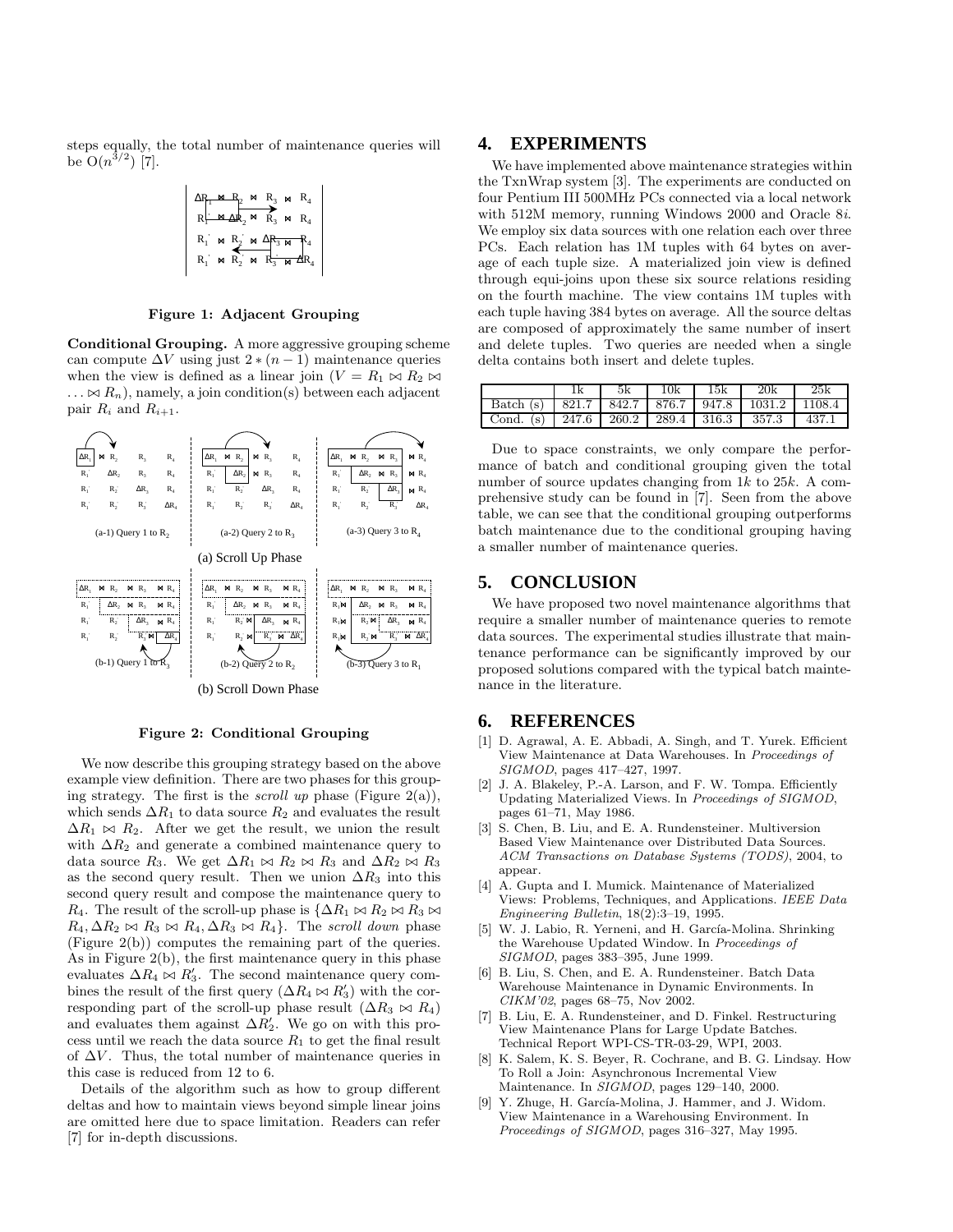steps equally, the total number of maintenance queries will be $O(n^{3/2})$ [7].

Figure 1: Adjacent Grouping

**Conditional Grouping.** A more aggressive grouping scheme can compute $\Delta V$ using just $2*(n-1)$ maintenance queries when the view is defined as a linear join ($V = R_1 \bowtie R_2 \bowtie \ldots \bowtie R_n$), namely, a join condition(s) between each adjacent pair $R_i$ and $R_{i+1}$.

(a-1) Query 1 to R2
(a-2) Query 2 to R3
(a-3) Query 3 to R4
(a) Scroll Up Phase

(b-1) Query 1 to R3
(b-2) Query 2 to R2
(b-3) Query 3 to R1
(b) Scroll Down Phase

Figure 2: Conditional Grouping

We now describe this grouping strategy based on the above example view definition. There are two phases for this grouping strategy. The first is the *scroll up* phase (Figure 2(a)), which sends $\Delta R_1$ to data source $R_2$ and evaluates the result $\Delta R_1 \bowtie R_2$. After we get the result, we union the result with $\Delta R_2$ and generate a combined maintenance query to data source $R_3$. We get $\Delta R_1 \bowtie R_2 \bowtie R_3$ and $\Delta R_2 \bowtie R_3$ as the second query result. Then we union $\Delta R_3$ into this second query result and compose the maintenance query to $R_4$. The result of the scroll-up phase is $\{\Delta R_1 \bowtie R_2 \bowtie R_3 \bowtie R_4, \Delta R_2 \bowtie R_3 \bowtie R_4, \Delta R_3 \bowtie R_4\}$. The *scroll down* phase (Figure 2(b)) computes the remaining part of the queries. As in Figure 2(b), the first maintenance query in this phase evaluates $\Delta R_4 \bowtie R_3'$. The second maintenance query combines the result of the first query ($\Delta R_4 \bowtie R_3'$) with the corresponding part of the scroll-up phase result ($\Delta R_3 \bowtie R_4$) and evaluates them against $\Delta R_2'$. We go on with this process until we reach the data source $R_1$ to get the final result of $\Delta V$. Thus, the total number of maintenance queries in this case is reduced from 12 to 6.

Details of the algorithm such as how to group different deltas and how to maintain views beyond simple linear joins are omitted here due to space limitation. Readers can refer [7] for in-depth discussions.

## 4. EXPERIMENTS

We have implemented above maintenance strategies within the TxnWrap system [3]. The experiments are conducted on four Pentium III 500MHz PCs connected via a local network with 512M memory, running Windows 2000 and Oracle 8*i*. We employ six data sources with one relation each over three PCs. Each relation has 1M tuples with 64 bytes on average of each tuple size. A materialized join view is defined through equi-joins upon these six source relations residing on the fourth machine. The view contains 1M tuples with each tuple having 384 bytes on average. All the source deltas are composed of approximately the same number of insert and delete tuples. Two queries are needed when a single delta contains both insert and delete tuples.

| | 1k | 5k | 10k | 15k | 20k | 25k |
|---|---|---|---|---|---|---|
| Batch (s) | 821.7 | 842.7 | 876.7 | 947.8 | 1031.2 | 1108.4 |
| Cond. (s) | 247.6 | 260.2 | 289.4 | 316.3 | 357.3 | 437.1 |

Due to space constraints, we only compare the performance of batch and conditional grouping given the total number of source updates changing from $1k$ to $25k$. A comprehensive study can be found in [7]. Seen from the above table, we can see that the conditional grouping outperforms batch maintenance due to the conditional grouping having a smaller number of maintenance queries.

## 5. CONCLUSION

We have proposed two novel maintenance algorithms that require a smaller number of maintenance queries to remote data sources. The experimental studies illustrate that maintenance performance can be significantly improved by our proposed solutions compared with the typical batch maintenance in the literature.

## 6. REFERENCES

[1] D. Agrawal, A. E. Abbadi, A. Singh, and T. Yurek. Efficient View Maintenance at Data Warehouses. In *Proceedings of SIGMOD*, pages 417–427, 1997.

[2] J. A. Blakeley, P.-A. Larson, and F. W. Tompa. Efficiently Updating Materialized Views. In *Proceedings of SIGMOD*, pages 61–71, May 1986.

[3] S. Chen, B. Liu, and E. A. Rundensteiner. Multiversion Based View Maintenance over Distributed Data Sources. *ACM Transactions on Database Systems (TODS)*, 2004, to appear.

[4] A. Gupta and I. Mumick. Maintenance of Materialized Views: Problems, Techniques, and Applications. *IEEE Data Engineering Bulletin*, 18(2):3–19, 1995.

[5] W. J. Labio, R. Yerneni, and H. García-Molina. Shrinking the Warehouse Updated Window. In *Proceedings of SIGMOD*, pages 383–395, June 1999.

[6] B. Liu, S. Chen, and E. A. Rundensteiner. Batch Data Warehouse Maintenance in Dynamic Environments. In *CIKM'02*, pages 68–75, Nov 2002.

[7] B. Liu, E. A. Rundensteiner, and D. Finkel. Restructuring View Maintenance Plans for Large Update Batches. Technical Report WPI-CS-TR-03-29, WPI, 2003.

[8] K. Salem, K. S. Beyer, R. Cochrane, and B. G. Lindsay. How To Roll a Join: Asynchronous Incremental View Maintenance. In *SIGMOD*, pages 129–140, 2000.

[9] Y. Zhuge, H. García-Molina, J. Hammer, and J. Widom. View Maintenance in a Warehousing Environment. In *Proceedings of SIGMOD*, pages 316–327, May 1995.